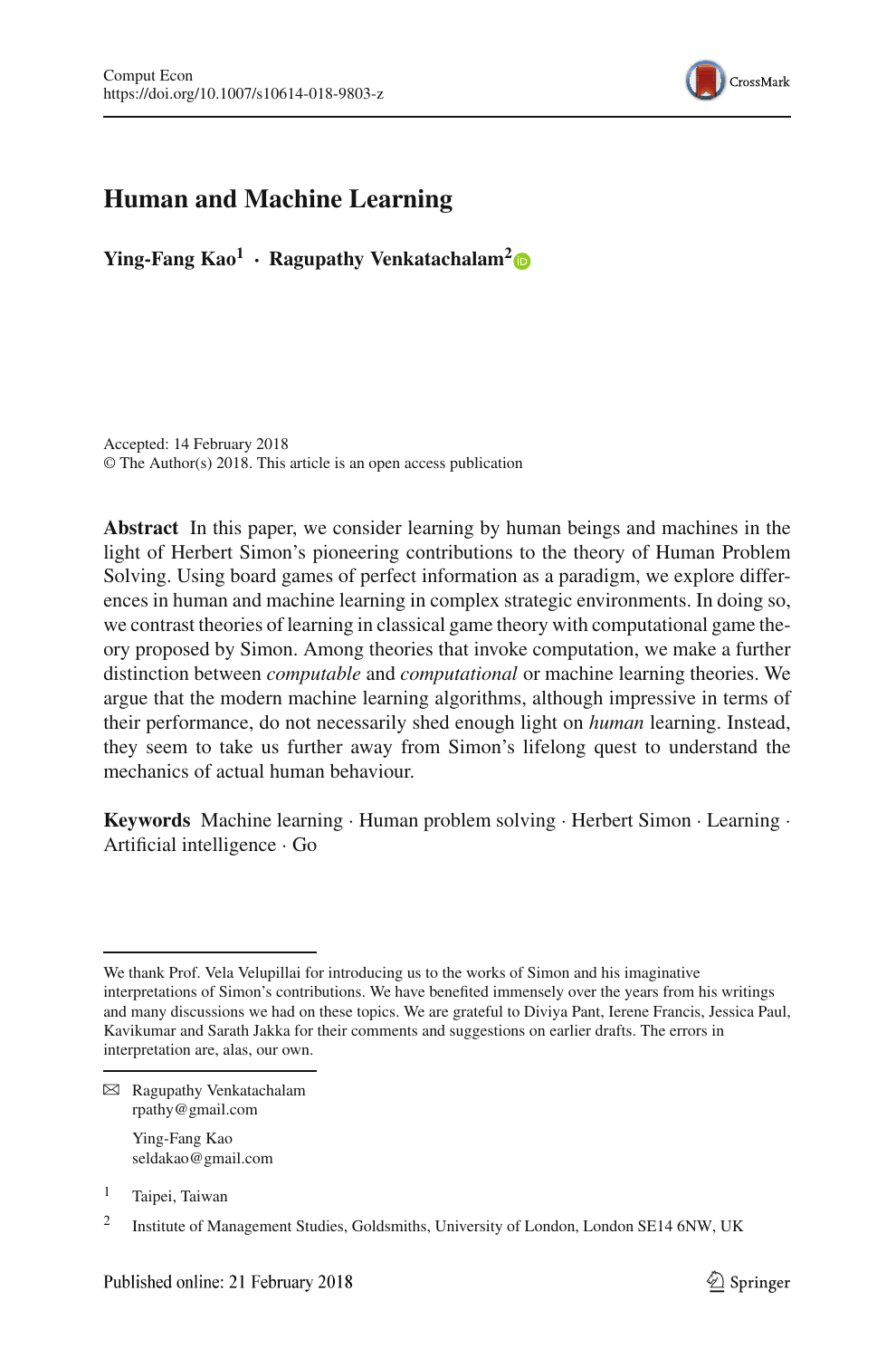# Human and Machine Learning

**Ying-Fang Kao[1] · Ragupathy Venkatachalam[2]**

Accepted: 14 February 2018
© The Author(s) 2018. This article is an open access publication

**Abstract** In this paper, we consider learning by human beings and machines in the light of Herbert Simon's pioneering contributions to the theory of Human Problem Solving. Using board games of perfect information as a paradigm, we explore differences in human and machine learning in complex strategic environments. In doing so, we contrast theories of learning in classical game theory with computational game theory proposed by Simon. Among theories that invoke computation, we make a further distinction between *computable* and *computational* or machine learning theories. We argue that the modern machine learning algorithms, although impressive in terms of their performance, do not necessarily shed enough light on *human* learning. Instead, they seem to take us further away from Simon's lifelong quest to understand the mechanics of actual human behaviour.

**Keywords** Machine learning · Human problem solving · Herbert Simon · Learning · Artificial intelligence · Go

---

We thank Prof. Vela Velupillai for introducing us to the works of Simon and his imaginative interpretations of Simon's contributions. We have benefited immensely over the years from his writings and many discussions we had on these topics. We are grateful to Diviya Pant, Ierene Francis, Jessica Paul, Kavikumar and Sarath Jakka for their comments and suggestions on earlier drafts. The errors in interpretation are, alas, our own.

✉ Ragupathy Venkatachalam
rpathy@gmail.com

Ying-Fang Kao
seldakao@gmail.com

[1] Taipei, Taiwan

[2] Institute of Management Studies, Goldsmiths, University of London, London SE14 6NW, UK

Published online: 21 February 2018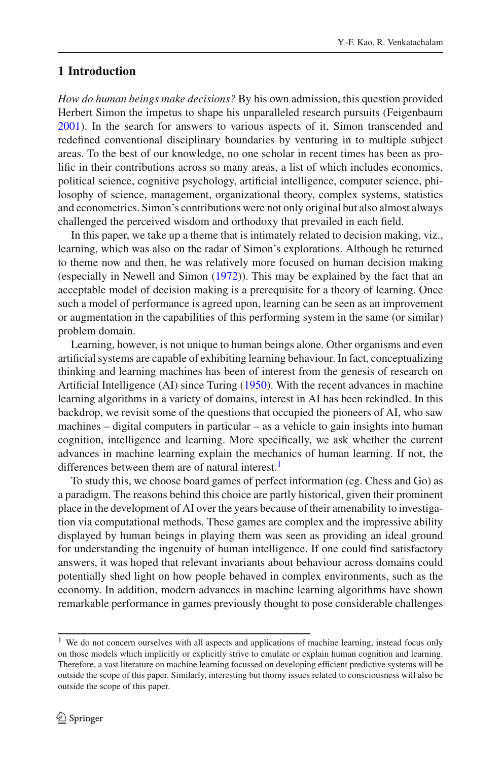## 1 Introduction

*How do human beings make decisions?* By his own admission, this question provided Herbert Simon the impetus to shape his unparalleled research pursuits (Feigenbaum 2001). In the search for answers to various aspects of it, Simon transcended and redefined conventional disciplinary boundaries by venturing in to multiple subject areas. To the best of our knowledge, no one scholar in recent times has been as prolific in their contributions across so many areas, a list of which includes economics, political science, cognitive psychology, artificial intelligence, computer science, philosophy of science, management, organizational theory, complex systems, statistics and econometrics. Simon's contributions were not only original but also almost always challenged the perceived wisdom and orthodoxy that prevailed in each field.

In this paper, we take up a theme that is intimately related to decision making, viz., learning, which was also on the radar of Simon's explorations. Although he returned to theme now and then, he was relatively more focused on human decision making (especially in Newell and Simon (1972)). This may be explained by the fact that an acceptable model of decision making is a prerequisite for a theory of learning. Once such a model of performance is agreed upon, learning can be seen as an improvement or augmentation in the capabilities of this performing system in the same (or similar) problem domain.

Learning, however, is not unique to human beings alone. Other organisms and even artificial systems are capable of exhibiting learning behaviour. In fact, conceptualizing thinking and learning machines has been of interest from the genesis of research on Artificial Intelligence (AI) since Turing (1950). With the recent advances in machine learning algorithms in a variety of domains, interest in AI has been rekindled. In this backdrop, we revisit some of the questions that occupied the pioneers of AI, who saw machines – digital computers in particular – as a vehicle to gain insights into human cognition, intelligence and learning. More specifically, we ask whether the current advances in machine learning explain the mechanics of human learning. If not, the differences between them are of natural interest.[1]

To study this, we choose board games of perfect information (eg. Chess and Go) as a paradigm. The reasons behind this choice are partly historical, given their prominent place in the development of AI over the years because of their amenability to investigation via computational methods. These games are complex and the impressive ability displayed by human beings in playing them was seen as providing an ideal ground for understanding the ingenuity of human intelligence. If one could find satisfactory answers, it was hoped that relevant invariants about behaviour across domains could potentially shed light on how people behaved in complex environments, such as the economy. In addition, modern advances in machine learning algorithms have shown remarkable performance in games previously thought to pose considerable challenges

[1] We do not concern ourselves with all aspects and applications of machine learning, instead focus only on those models which implicitly or explicitly strive to emulate or explain human cognition and learning. Therefore, a vast literature on machine learning focussed on developing efficient predictive systems will be outside the scope of this paper. Similarly, interesting but thorny issues related to consciousness will also be outside the scope of this paper.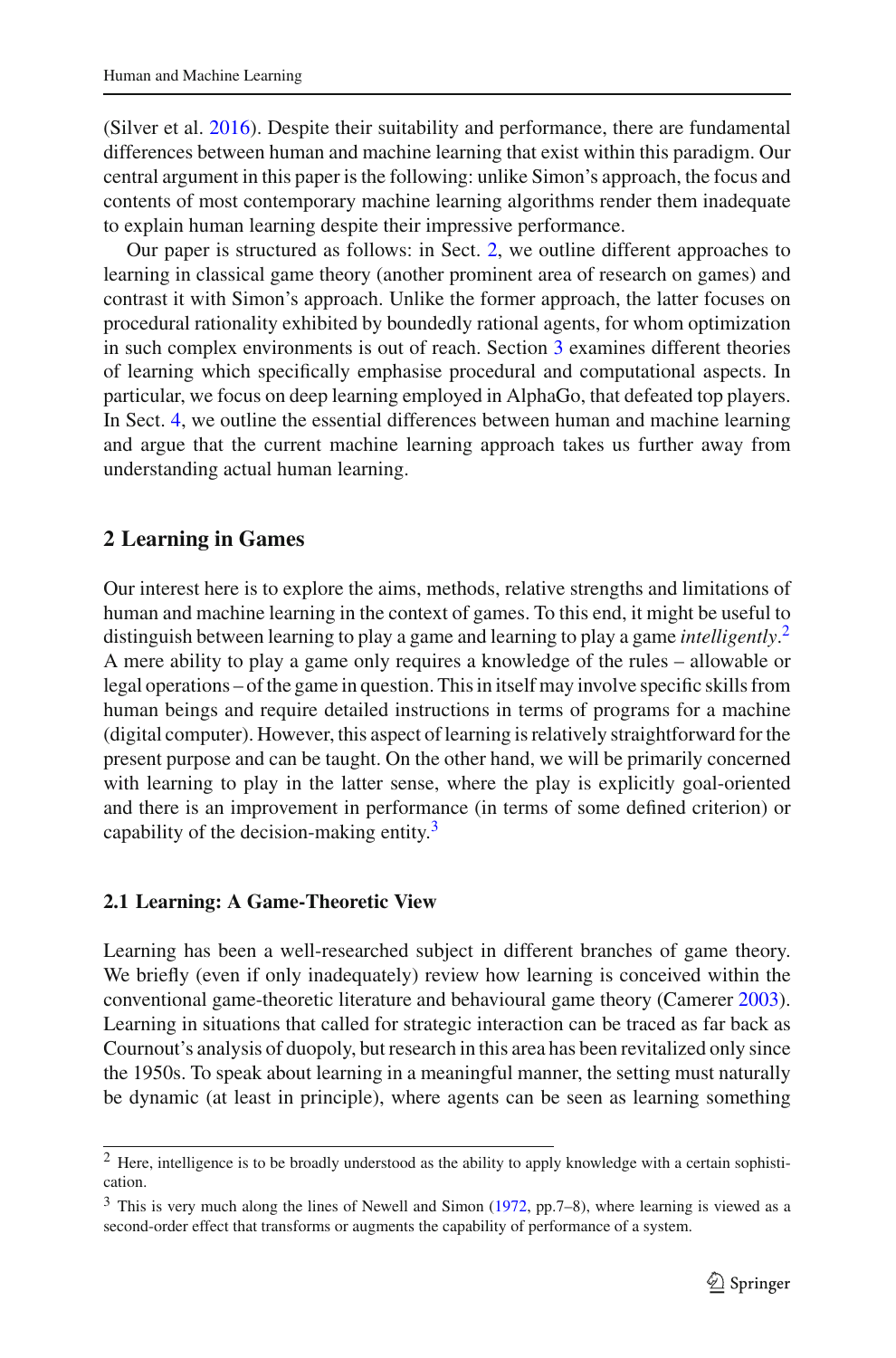(Silver et al. 2016). Despite their suitability and performance, there are fundamental differences between human and machine learning that exist within this paradigm. Our central argument in this paper is the following: unlike Simon's approach, the focus and contents of most contemporary machine learning algorithms render them inadequate to explain human learning despite their impressive performance.

Our paper is structured as follows: in Sect. 2, we outline different approaches to learning in classical game theory (another prominent area of research on games) and contrast it with Simon's approach. Unlike the former approach, the latter focuses on procedural rationality exhibited by boundedly rational agents, for whom optimization in such complex environments is out of reach. Section 3 examines different theories of learning which specifically emphasise procedural and computational aspects. In particular, we focus on deep learning employed in AlphaGo, that defeated top players. In Sect. 4, we outline the essential differences between human and machine learning and argue that the current machine learning approach takes us further away from understanding actual human learning.

## 2 Learning in Games

Our interest here is to explore the aims, methods, relative strengths and limitations of human and machine learning in the context of games. To this end, it might be useful to distinguish between learning to play a game and learning to play a game *intelligently*.[2] A mere ability to play a game only requires a knowledge of the rules – allowable or legal operations – of the game in question. This in itself may involve specific skills from human beings and require detailed instructions in terms of programs for a machine (digital computer). However, this aspect of learning is relatively straightforward for the present purpose and can be taught. On the other hand, we will be primarily concerned with learning to play in the latter sense, where the play is explicitly goal-oriented and there is an improvement in performance (in terms of some defined criterion) or capability of the decision-making entity.[3]

### 2.1 Learning: A Game-Theoretic View

Learning has been a well-researched subject in different branches of game theory. We briefly (even if only inadequately) review how learning is conceived within the conventional game-theoretic literature and behavioural game theory (Camerer 2003). Learning in situations that called for strategic interaction can be traced as far back as Cournout's analysis of duopoly, but research in this area has been revitalized only since the 1950s. To speak about learning in a meaningful manner, the setting must naturally be dynamic (at least in principle), where agents can be seen as learning something

[2] Here, intelligence is to be broadly understood as the ability to apply knowledge with a certain sophistication.

[3] This is very much along the lines of Newell and Simon (1972, pp.7–8), where learning is viewed as a second-order effect that transforms or augments the capability of performance of a system.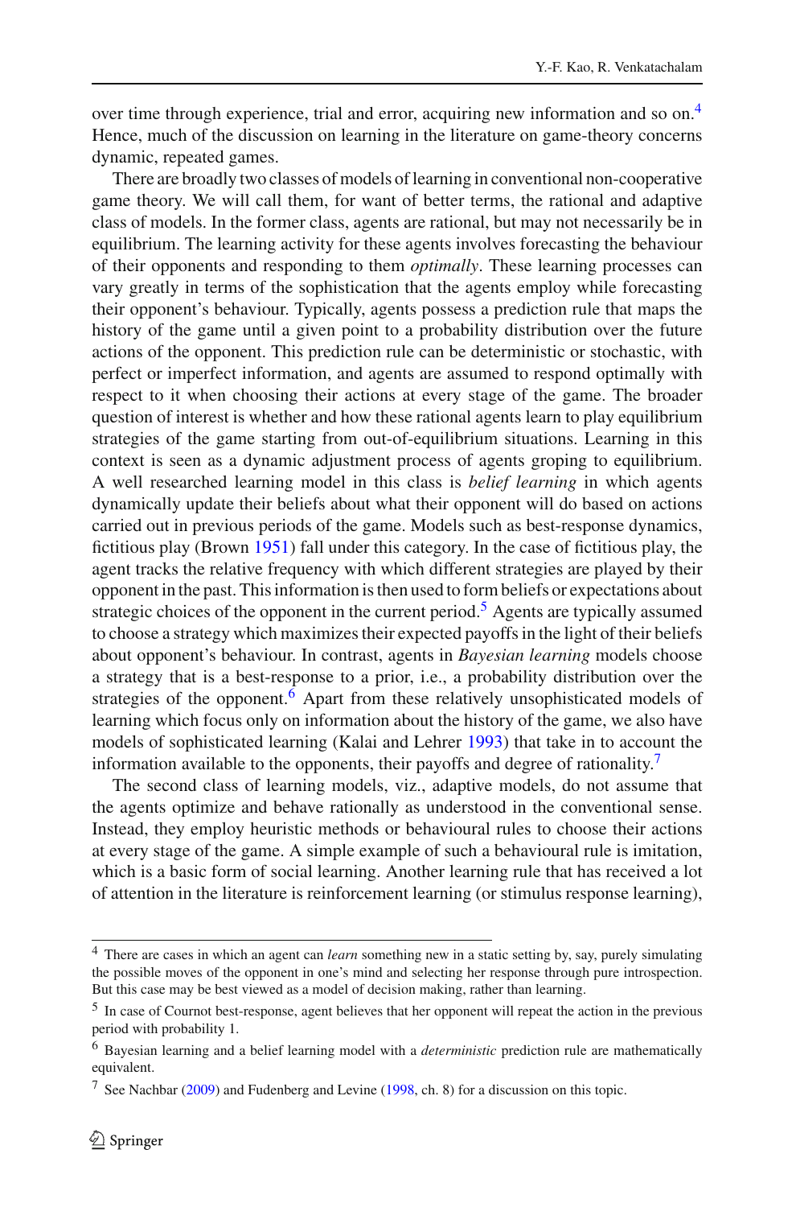over time through experience, trial and error, acquiring new information and so on.[4] Hence, much of the discussion on learning in the literature on game-theory concerns dynamic, repeated games.

There are broadly two classes of models of learning in conventional non-cooperative game theory. We will call them, for want of better terms, the rational and adaptive class of models. In the former class, agents are rational, but may not necessarily be in equilibrium. The learning activity for these agents involves forecasting the behaviour of their opponents and responding to them *optimally*. These learning processes can vary greatly in terms of the sophistication that the agents employ while forecasting their opponent's behaviour. Typically, agents possess a prediction rule that maps the history of the game until a given point to a probability distribution over the future actions of the opponent. This prediction rule can be deterministic or stochastic, with perfect or imperfect information, and agents are assumed to respond optimally with respect to it when choosing their actions at every stage of the game. The broader question of interest is whether and how these rational agents learn to play equilibrium strategies of the game starting from out-of-equilibrium situations. Learning in this context is seen as a dynamic adjustment process of agents groping to equilibrium. A well researched learning model in this class is *belief learning* in which agents dynamically update their beliefs about what their opponent will do based on actions carried out in previous periods of the game. Models such as best-response dynamics, fictitious play (Brown 1951) fall under this category. In the case of fictitious play, the agent tracks the relative frequency with which different strategies are played by their opponent in the past. This information is then used to form beliefs or expectations about strategic choices of the opponent in the current period.[5] Agents are typically assumed to choose a strategy which maximizes their expected payoffs in the light of their beliefs about opponent's behaviour. In contrast, agents in *Bayesian learning* models choose a strategy that is a best-response to a prior, i.e., a probability distribution over the strategies of the opponent.[6] Apart from these relatively unsophisticated models of learning which focus only on information about the history of the game, we also have models of sophisticated learning (Kalai and Lehrer 1993) that take in to account the information available to the opponents, their payoffs and degree of rationality.[7]

The second class of learning models, viz., adaptive models, do not assume that the agents optimize and behave rationally as understood in the conventional sense. Instead, they employ heuristic methods or behavioural rules to choose their actions at every stage of the game. A simple example of such a behavioural rule is imitation, which is a basic form of social learning. Another learning rule that has received a lot of attention in the literature is reinforcement learning (or stimulus response learning),

---

[4] There are cases in which an agent can *learn* something new in a static setting by, say, purely simulating the possible moves of the opponent in one's mind and selecting her response through pure introspection. But this case may be best viewed as a model of decision making, rather than learning.

[5] In case of Cournot best-response, agent believes that her opponent will repeat the action in the previous period with probability 1.

[6] Bayesian learning and a belief learning model with a *deterministic* prediction rule are mathematically equivalent.

[7] See Nachbar (2009) and Fudenberg and Levine (1998, ch. 8) for a discussion on this topic.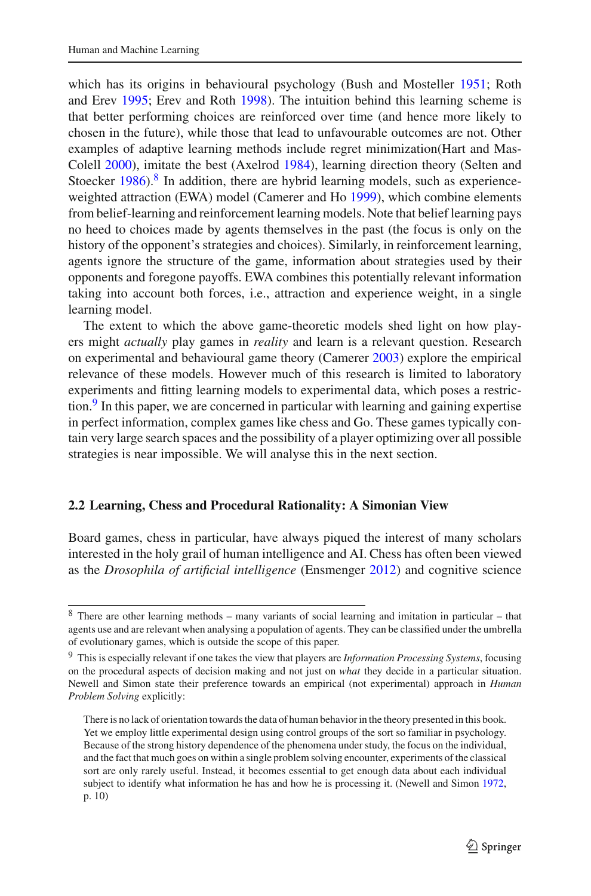which has its origins in behavioural psychology (Bush and Mosteller 1951; Roth and Erev 1995; Erev and Roth 1998). The intuition behind this learning scheme is that better performing choices are reinforced over time (and hence more likely to chosen in the future), while those that lead to unfavourable outcomes are not. Other examples of adaptive learning methods include regret minimization(Hart and Mas-Colell 2000), imitate the best (Axelrod 1984), learning direction theory (Selten and Stoecker 1986).[8] In addition, there are hybrid learning models, such as experience-weighted attraction (EWA) model (Camerer and Ho 1999), which combine elements from belief-learning and reinforcement learning models. Note that belief learning pays no heed to choices made by agents themselves in the past (the focus is only on the history of the opponent's strategies and choices). Similarly, in reinforcement learning, agents ignore the structure of the game, information about strategies used by their opponents and foregone payoffs. EWA combines this potentially relevant information taking into account both forces, i.e., attraction and experience weight, in a single learning model.

The extent to which the above game-theoretic models shed light on how players might *actually* play games in *reality* and learn is a relevant question. Research on experimental and behavioural game theory (Camerer 2003) explore the empirical relevance of these models. However much of this research is limited to laboratory experiments and fitting learning models to experimental data, which poses a restriction.[9] In this paper, we are concerned in particular with learning and gaining expertise in perfect information, complex games like chess and Go. These games typically contain very large search spaces and the possibility of a player optimizing over all possible strategies is near impossible. We will analyse this in the next section.

### 2.2 Learning, Chess and Procedural Rationality: A Simonian View

Board games, chess in particular, have always piqued the interest of many scholars interested in the holy grail of human intelligence and AI. Chess has often been viewed as the *Drosophila of artificial intelligence* (Ensmenger 2012) and cognitive science

---

[8] There are other learning methods – many variants of social learning and imitation in particular – that agents use and are relevant when analysing a population of agents. They can be classified under the umbrella of evolutionary games, which is outside the scope of this paper.

[9] This is especially relevant if one takes the view that players are *Information Processing Systems*, focusing on the procedural aspects of decision making and not just on *what* they decide in a particular situation. Newell and Simon state their preference towards an empirical (not experimental) approach in *Human Problem Solving* explicitly:

> There is no lack of orientation towards the data of human behavior in the theory presented in this book. Yet we employ little experimental design using control groups of the sort so familiar in psychology. Because of the strong history dependence of the phenomena under study, the focus on the individual, and the fact that much goes on within a single problem solving encounter, experiments of the classical sort are only rarely useful. Instead, it becomes essential to get enough data about each individual subject to identify what information he has and how he is processing it. (Newell and Simon 1972, p. 10)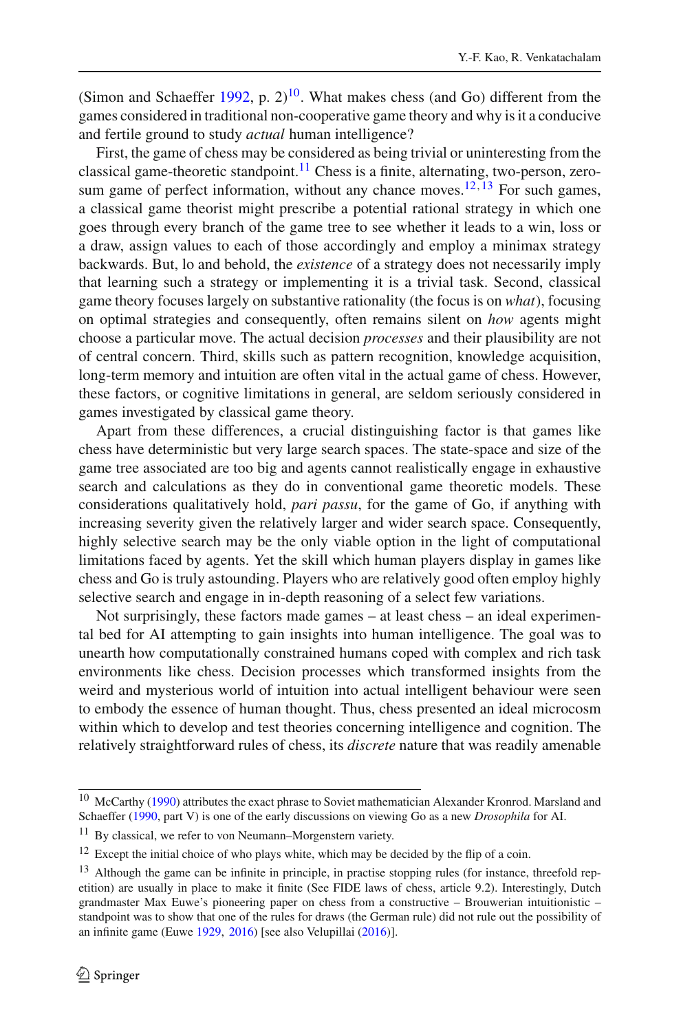(Simon and Schaeffer 1992, p. 2)[10]. What makes chess (and Go) different from the games considered in traditional non-cooperative game theory and why is it a conducive and fertile ground to study *actual* human intelligence?

First, the game of chess may be considered as being trivial or uninteresting from the classical game-theoretic standpoint.[11] Chess is a finite, alternating, two-person, zero-sum game of perfect information, without any chance moves.[12,13] For such games, a classical game theorist might prescribe a potential rational strategy in which one goes through every branch of the game tree to see whether it leads to a win, loss or a draw, assign values to each of those accordingly and employ a minimax strategy backwards. But, lo and behold, the *existence* of a strategy does not necessarily imply that learning such a strategy or implementing it is a trivial task. Second, classical game theory focuses largely on substantive rationality (the focus is on *what*), focusing on optimal strategies and consequently, often remains silent on *how* agents might choose a particular move. The actual decision *processes* and their plausibility are not of central concern. Third, skills such as pattern recognition, knowledge acquisition, long-term memory and intuition are often vital in the actual game of chess. However, these factors, or cognitive limitations in general, are seldom seriously considered in games investigated by classical game theory.

Apart from these differences, a crucial distinguishing factor is that games like chess have deterministic but very large search spaces. The state-space and size of the game tree associated are too big and agents cannot realistically engage in exhaustive search and calculations as they do in conventional game theoretic models. These considerations qualitatively hold, *pari passu*, for the game of Go, if anything with increasing severity given the relatively larger and wider search space. Consequently, highly selective search may be the only viable option in the light of computational limitations faced by agents. Yet the skill which human players display in games like chess and Go is truly astounding. Players who are relatively good often employ highly selective search and engage in in-depth reasoning of a select few variations.

Not surprisingly, these factors made games – at least chess – an ideal experimental bed for AI attempting to gain insights into human intelligence. The goal was to unearth how computationally constrained humans coped with complex and rich task environments like chess. Decision processes which transformed insights from the weird and mysterious world of intuition into actual intelligent behaviour were seen to embody the essence of human thought. Thus, chess presented an ideal microcosm within which to develop and test theories concerning intelligence and cognition. The relatively straightforward rules of chess, its *discrete* nature that was readily amenable

---

[10] McCarthy (1990) attributes the exact phrase to Soviet mathematician Alexander Kronrod. Marsland and Schaeffer (1990, part V) is one of the early discussions on viewing Go as a new *Drosophila* for AI.

[11] By classical, we refer to von Neumann–Morgenstern variety.

[12] Except the initial choice of who plays white, which may be decided by the flip of a coin.

[13] Although the game can be infinite in principle, in practise stopping rules (for instance, threefold repetition) are usually in place to make it finite (See FIDE laws of chess, article 9.2). Interestingly, Dutch grandmaster Max Euwe's pioneering paper on chess from a constructive – Brouwerian intuitionistic – standpoint was to show that one of the rules for draws (the German rule) did not rule out the possibility of an infinite game (Euwe 1929, 2016) [see also Velupillai (2016)].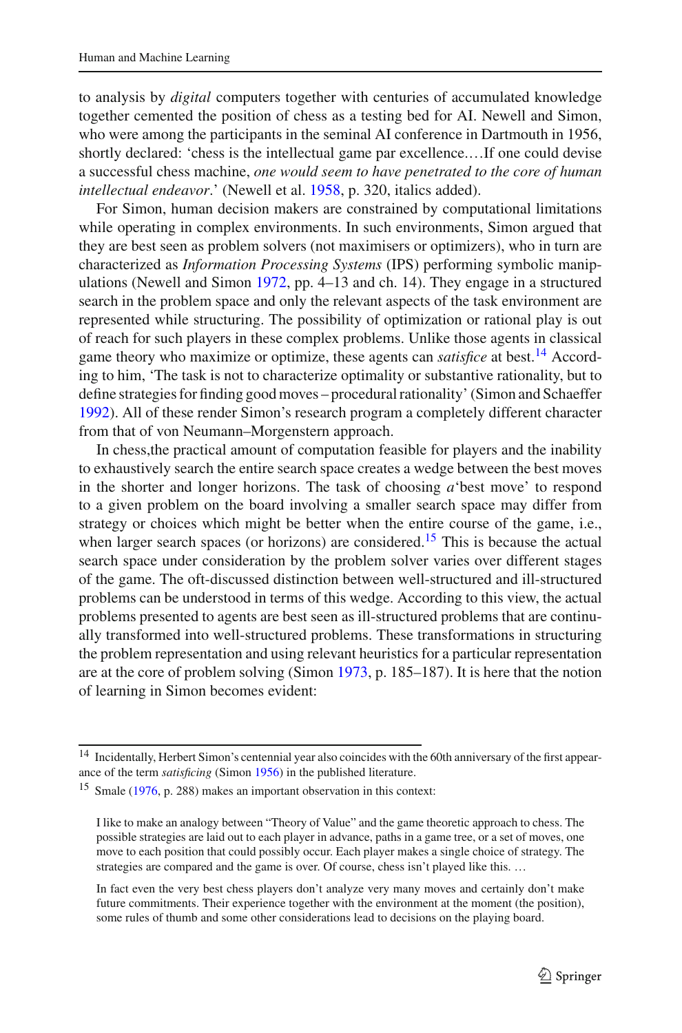to analysis by *digital* computers together with centuries of accumulated knowledge together cemented the position of chess as a testing bed for AI. Newell and Simon, who were among the participants in the seminal AI conference in Dartmouth in 1956, shortly declared: 'chess is the intellectual game par excellence.…If one could devise a successful chess machine, *one would seem to have penetrated to the core of human intellectual endeavor*.' (Newell et al. 1958, p. 320, italics added).

For Simon, human decision makers are constrained by computational limitations while operating in complex environments. In such environments, Simon argued that they are best seen as problem solvers (not maximisers or optimizers), who in turn are characterized as *Information Processing Systems* (IPS) performing symbolic manipulations (Newell and Simon 1972, pp. 4–13 and ch. 14). They engage in a structured search in the problem space and only the relevant aspects of the task environment are represented while structuring. The possibility of optimization or rational play is out of reach for such players in these complex problems. Unlike those agents in classical game theory who maximize or optimize, these agents can *satisfice* at best.[14] According to him, 'The task is not to characterize optimality or substantive rationality, but to define strategies for finding good moves – procedural rationality' (Simon and Schaeffer 1992). All of these render Simon's research program a completely different character from that of von Neumann–Morgenstern approach.

In chess,the practical amount of computation feasible for players and the inability to exhaustively search the entire search space creates a wedge between the best moves in the shorter and longer horizons. The task of choosing *a*'best move' to respond to a given problem on the board involving a smaller search space may differ from strategy or choices which might be better when the entire course of the game, i.e., when larger search spaces (or horizons) are considered.[15] This is because the actual search space under consideration by the problem solver varies over different stages of the game. The oft-discussed distinction between well-structured and ill-structured problems can be understood in terms of this wedge. According to this view, the actual problems presented to agents are best seen as ill-structured problems that are continually transformed into well-structured problems. These transformations in structuring the problem representation and using relevant heuristics for a particular representation are at the core of problem solving (Simon 1973, p. 185–187). It is here that the notion of learning in Simon becomes evident:

---

[14] Incidentally, Herbert Simon's centennial year also coincides with the 60th anniversary of the first appearance of the term *satisficing* (Simon 1956) in the published literature.

[15] Smale (1976, p. 288) makes an important observation in this context:

> I like to make an analogy between "Theory of Value" and the game theoretic approach to chess. The possible strategies are laid out to each player in advance, paths in a game tree, or a set of moves, one move to each position that could possibly occur. Each player makes a single choice of strategy. The strategies are compared and the game is over. Of course, chess isn't played like this. …
>
> In fact even the very best chess players don't analyze very many moves and certainly don't make future commitments. Their experience together with the environment at the moment (the position), some rules of thumb and some other considerations lead to decisions on the playing board.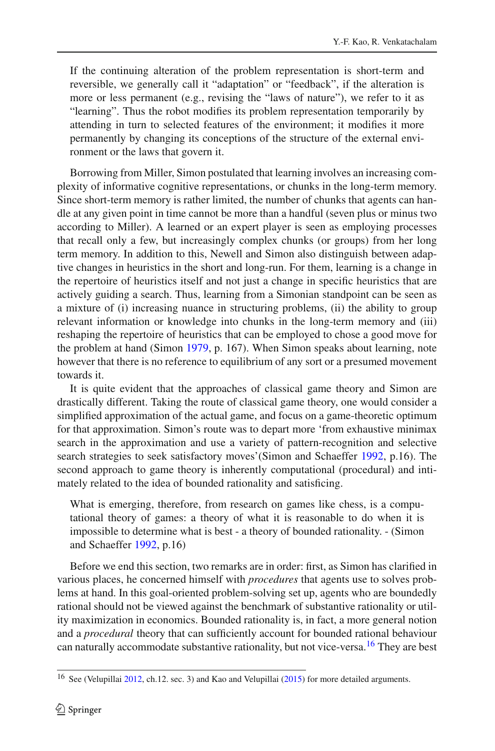> If the continuing alteration of the problem representation is short-term and reversible, we generally call it "adaptation" or "feedback", if the alteration is more or less permanent (e.g., revising the "laws of nature"), we refer to it as "learning". Thus the robot modifies its problem representation temporarily by attending in turn to selected features of the environment; it modifies it more permanently by changing its conceptions of the structure of the external environment or the laws that govern it.

Borrowing from Miller, Simon postulated that learning involves an increasing complexity of informative cognitive representations, or chunks in the long-term memory. Since short-term memory is rather limited, the number of chunks that agents can handle at any given point in time cannot be more than a handful (seven plus or minus two according to Miller). A learned or an expert player is seen as employing processes that recall only a few, but increasingly complex chunks (or groups) from her long term memory. In addition to this, Newell and Simon also distinguish between adaptive changes in heuristics in the short and long-run. For them, learning is a change in the repertoire of heuristics itself and not just a change in specific heuristics that are actively guiding a search. Thus, learning from a Simonian standpoint can be seen as a mixture of (i) increasing nuance in structuring problems, (ii) the ability to group relevant information or knowledge into chunks in the long-term memory and (iii) reshaping the repertoire of heuristics that can be employed to chose a good move for the problem at hand (Simon 1979, p. 167). When Simon speaks about learning, note however that there is no reference to equilibrium of any sort or a presumed movement towards it.

It is quite evident that the approaches of classical game theory and Simon are drastically different. Taking the route of classical game theory, one would consider a simplified approximation of the actual game, and focus on a game-theoretic optimum for that approximation. Simon's route was to depart more 'from exhaustive minimax search in the approximation and use a variety of pattern-recognition and selective search strategies to seek satisfactory moves'(Simon and Schaeffer 1992, p.16). The second approach to game theory is inherently computational (procedural) and intimately related to the idea of bounded rationality and satisficing.

> What is emerging, therefore, from research on games like chess, is a computational theory of games: a theory of what it is reasonable to do when it is impossible to determine what is best - a theory of bounded rationality. - (Simon and Schaeffer 1992, p.16)

Before we end this section, two remarks are in order: first, as Simon has clarified in various places, he concerned himself with *procedures* that agents use to solves problems at hand. In this goal-oriented problem-solving set up, agents who are boundedly rational should not be viewed against the benchmark of substantive rationality or utility maximization in economics. Bounded rationality is, in fact, a more general notion and a *procedural* theory that can sufficiently account for bounded rational behaviour can naturally accommodate substantive rationality, but not vice-versa.[16] They are best

[16] See (Velupillai 2012, ch.12. sec. 3) and Kao and Velupillai (2015) for more detailed arguments.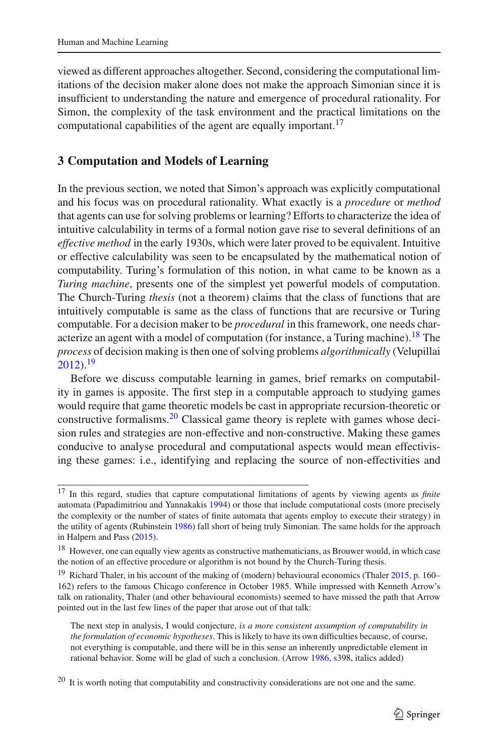viewed as different approaches altogether. Second, considering the computational limitations of the decision maker alone does not make the approach Simonian since it is insufficient to understanding the nature and emergence of procedural rationality. For Simon, the complexity of the task environment and the practical limitations on the computational capabilities of the agent are equally important.[17]

## 3 Computation and Models of Learning

In the previous section, we noted that Simon's approach was explicitly computational and his focus was on procedural rationality. What exactly is a *procedure* or *method* that agents can use for solving problems or learning? Efforts to characterize the idea of intuitive calculability in terms of a formal notion gave rise to several definitions of an *effective method* in the early 1930s, which were later proved to be equivalent. Intuitive or effective calculability was seen to be encapsulated by the mathematical notion of computability. Turing's formulation of this notion, in what came to be known as a *Turing machine*, presents one of the simplest yet powerful models of computation. The Church-Turing *thesis* (not a theorem) claims that the class of functions that are intuitively computable is same as the class of functions that are recursive or Turing computable. For a decision maker to be *procedural* in this framework, one needs characterize an agent with a model of computation (for instance, a Turing machine).[18] The *process* of decision making is then one of solving problems *algorithmically* (Velupillai 2012).[19]

Before we discuss computable learning in games, brief remarks on computability in games is apposite. The first step in a computable approach to studying games would require that game theoretic models be cast in appropriate recursion-theoretic or constructive formalisms.[20] Classical game theory is replete with games whose decision rules and strategies are non-effective and non-constructive. Making these games conducive to analyse procedural and computational aspects would mean effectivising these games: i.e., identifying and replacing the source of non-effectivities and

---

[17] In this regard, studies that capture computational limitations of agents by viewing agents as *finite* automata (Papadimitriou and Yannakakis 1994) or those that include computational costs (more precisely the complexity or the number of states of finite automata that agents employ to execute their strategy) in the utility of agents (Rubinstein 1986) fall short of being truly Simonian. The same holds for the approach in Halpern and Pass (2015).

[18] However, one can equally view agents as constructive mathematicians, as Brouwer would, in which case the notion of an effective procedure or algorithm is not bound by the Church-Turing thesis.

[19] Richard Thaler, in his account of the making of (modern) behavioural economics (Thaler 2015, p. 160–162) refers to the famous Chicago conference in October 1985. While impressed with Kenneth Arrow's talk on rationality, Thaler (and other behavioural economists) seemed to have missed the path that Arrow pointed out in the last few lines of the paper that arose out of that talk:

> The next step in analysis, I would conjecture, *is a more consistent assumption of computability in the formulation of economic hypotheses*. This is likely to have its own difficulties because, of course, not everything is computable, and there will be in this sense an inherently unpredictable element in rational behavior. Some will be glad of such a conclusion. (Arrow 1986, s398, italics added)

[20] It is worth noting that computability and constructivity considerations are not one and the same.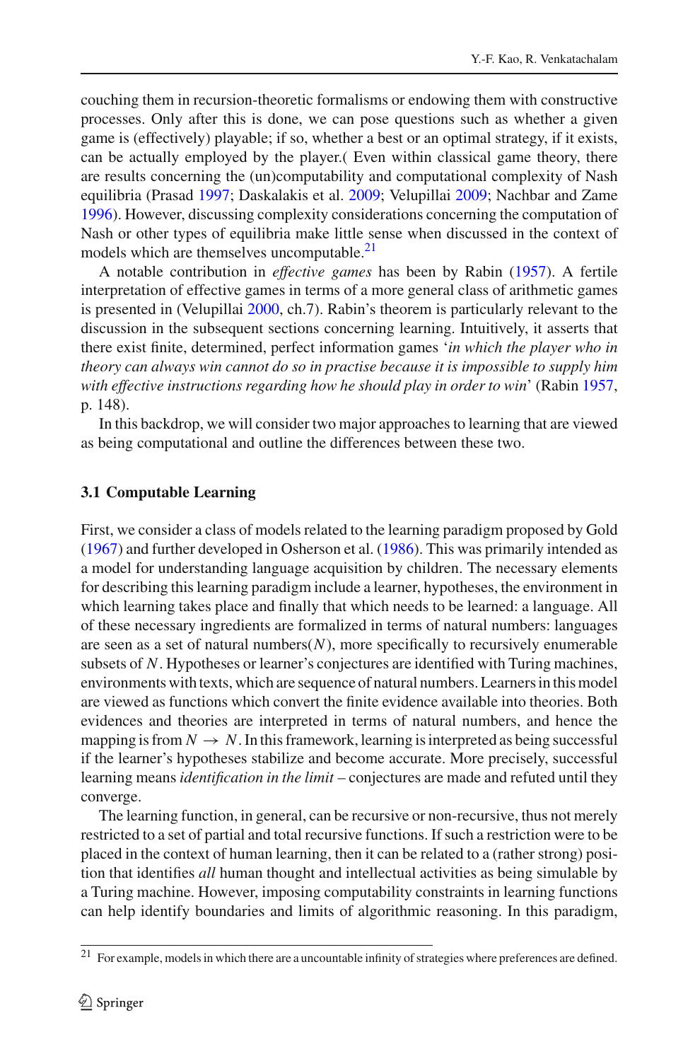couching them in recursion-theoretic formalisms or endowing them with constructive processes. Only after this is done, we can pose questions such as whether a given game is (effectively) playable; if so, whether a best or an optimal strategy, if it exists, can be actually employed by the player.( Even within classical game theory, there are results concerning the (un)computability and computational complexity of Nash equilibria (Prasad 1997; Daskalakis et al. 2009; Velupillai 2009; Nachbar and Zame 1996). However, discussing complexity considerations concerning the computation of Nash or other types of equilibria make little sense when discussed in the context of models which are themselves uncomputable.[21]

A notable contribution in *effective games* has been by Rabin (1957). A fertile interpretation of effective games in terms of a more general class of arithmetic games is presented in (Velupillai 2000, ch.7). Rabin's theorem is particularly relevant to the discussion in the subsequent sections concerning learning. Intuitively, it asserts that there exist finite, determined, perfect information games '*in which the player who in theory can always win cannot do so in practise because it is impossible to supply him with effective instructions regarding how he should play in order to win*' (Rabin 1957, p. 148).

In this backdrop, we will consider two major approaches to learning that are viewed as being computational and outline the differences between these two.

### 3.1 Computable Learning

First, we consider a class of models related to the learning paradigm proposed by Gold (1967) and further developed in Osherson et al. (1986). This was primarily intended as a model for understanding language acquisition by children. The necessary elements for describing this learning paradigm include a learner, hypotheses, the environment in which learning takes place and finally that which needs to be learned: a language. All of these necessary ingredients are formalized in terms of natural numbers: languages are seen as a set of natural numbers($N$), more specifically to recursively enumerable subsets of $N$. Hypotheses or learner's conjectures are identified with Turing machines, environments with texts, which are sequence of natural numbers. Learners in this model are viewed as functions which convert the finite evidence available into theories. Both evidences and theories are interpreted in terms of natural numbers, and hence the mapping is from $N \rightarrow N$. In this framework, learning is interpreted as being successful if the learner's hypotheses stabilize and become accurate. More precisely, successful learning means *identification in the limit* – conjectures are made and refuted until they converge.

The learning function, in general, can be recursive or non-recursive, thus not merely restricted to a set of partial and total recursive functions. If such a restriction were to be placed in the context of human learning, then it can be related to a (rather strong) position that identifies *all* human thought and intellectual activities as being simulable by a Turing machine. However, imposing computability constraints in learning functions can help identify boundaries and limits of algorithmic reasoning. In this paradigm,

[21] For example, models in which there are a uncountable infinity of strategies where preferences are defined.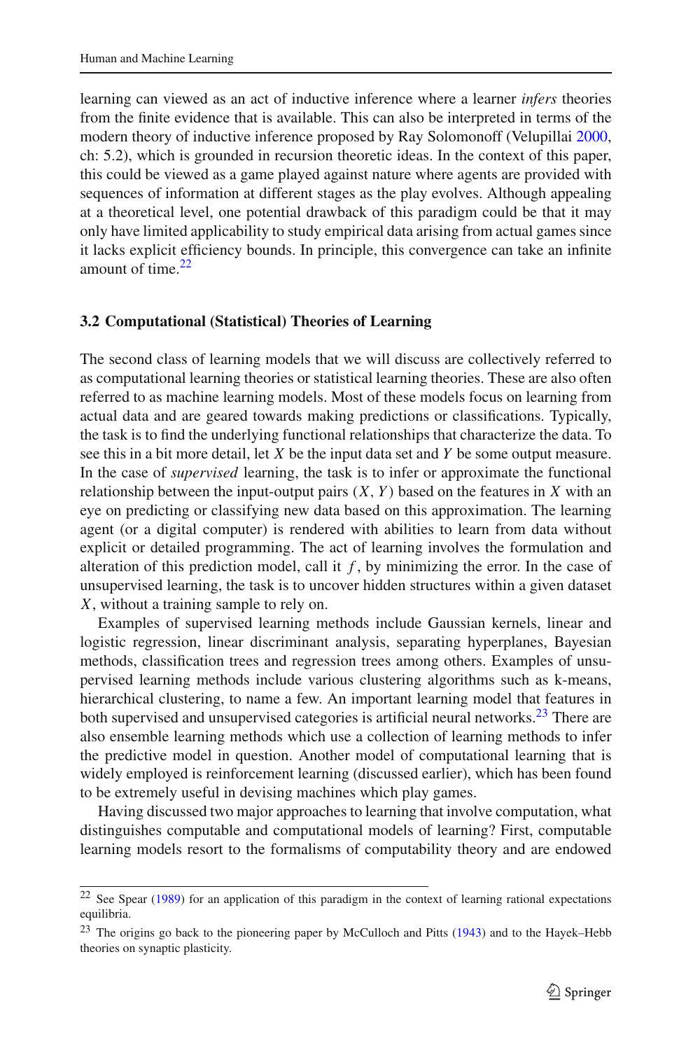learning can viewed as an act of inductive inference where a learner *infers* theories from the finite evidence that is available. This can also be interpreted in terms of the modern theory of inductive inference proposed by Ray Solomonoff (Velupillai 2000, ch: 5.2), which is grounded in recursion theoretic ideas. In the context of this paper, this could be viewed as a game played against nature where agents are provided with sequences of information at different stages as the play evolves. Although appealing at a theoretical level, one potential drawback of this paradigm could be that it may only have limited applicability to study empirical data arising from actual games since it lacks explicit efficiency bounds. In principle, this convergence can take an infinite amount of time.[22]

### 3.2 Computational (Statistical) Theories of Learning

The second class of learning models that we will discuss are collectively referred to as computational learning theories or statistical learning theories. These are also often referred to as machine learning models. Most of these models focus on learning from actual data and are geared towards making predictions or classifications. Typically, the task is to find the underlying functional relationships that characterize the data. To see this in a bit more detail, let $X$ be the input data set and $Y$ be some output measure. In the case of *supervised* learning, the task is to infer or approximate the functional relationship between the input-output pairs $(X, Y)$ based on the features in $X$ with an eye on predicting or classifying new data based on this approximation. The learning agent (or a digital computer) is rendered with abilities to learn from data without explicit or detailed programming. The act of learning involves the formulation and alteration of this prediction model, call it $f$, by minimizing the error. In the case of unsupervised learning, the task is to uncover hidden structures within a given dataset $X$, without a training sample to rely on.

Examples of supervised learning methods include Gaussian kernels, linear and logistic regression, linear discriminant analysis, separating hyperplanes, Bayesian methods, classification trees and regression trees among others. Examples of unsupervised learning methods include various clustering algorithms such as k-means, hierarchical clustering, to name a few. An important learning model that features in both supervised and unsupervised categories is artificial neural networks.[23] There are also ensemble learning methods which use a collection of learning methods to infer the predictive model in question. Another model of computational learning that is widely employed is reinforcement learning (discussed earlier), which has been found to be extremely useful in devising machines which play games.

Having discussed two major approaches to learning that involve computation, what distinguishes computable and computational models of learning? First, computable learning models resort to the formalisms of computability theory and are endowed

[22] See Spear (1989) for an application of this paradigm in the context of learning rational expectations equilibria.

[23] The origins go back to the pioneering paper by McCulloch and Pitts (1943) and to the Hayek–Hebb theories on synaptic plasticity.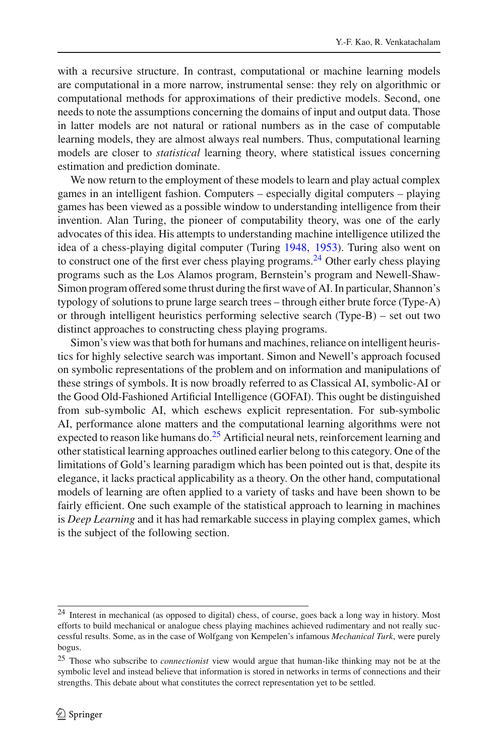with a recursive structure. In contrast, computational or machine learning models are computational in a more narrow, instrumental sense: they rely on algorithmic or computational methods for approximations of their predictive models. Second, one needs to note the assumptions concerning the domains of input and output data. Those in latter models are not natural or rational numbers as in the case of computable learning models, they are almost always real numbers. Thus, computational learning models are closer to *statistical* learning theory, where statistical issues concerning estimation and prediction dominate.

We now return to the employment of these models to learn and play actual complex games in an intelligent fashion. Computers – especially digital computers – playing games has been viewed as a possible window to understanding intelligence from their invention. Alan Turing, the pioneer of computability theory, was one of the early advocates of this idea. His attempts to understanding machine intelligence utilized the idea of a chess-playing digital computer (Turing 1948, 1953). Turing also went on to construct one of the first ever chess playing programs.[24] Other early chess playing programs such as the Los Alamos program, Bernstein's program and Newell-Shaw-Simon program offered some thrust during the first wave of AI. In particular, Shannon's typology of solutions to prune large search trees – through either brute force (Type-A) or through intelligent heuristics performing selective search (Type-B) – set out two distinct approaches to constructing chess playing programs.

Simon's view was that both for humans and machines, reliance on intelligent heuristics for highly selective search was important. Simon and Newell's approach focused on symbolic representations of the problem and on information and manipulations of these strings of symbols. It is now broadly referred to as Classical AI, symbolic-AI or the Good Old-Fashioned Artificial Intelligence (GOFAI). This ought be distinguished from sub-symbolic AI, which eschews explicit representation. For sub-symbolic AI, performance alone matters and the computational learning algorithms were not expected to reason like humans do.[25] Artificial neural nets, reinforcement learning and other statistical learning approaches outlined earlier belong to this category. One of the limitations of Gold's learning paradigm which has been pointed out is that, despite its elegance, it lacks practical applicability as a theory. On the other hand, computational models of learning are often applied to a variety of tasks and have been shown to be fairly efficient. One such example of the statistical approach to learning in machines is *Deep Learning* and it has had remarkable success in playing complex games, which is the subject of the following section.

---

[24] Interest in mechanical (as opposed to digital) chess, of course, goes back a long way in history. Most efforts to build mechanical or analogue chess playing machines achieved rudimentary and not really successful results. Some, as in the case of Wolfgang von Kempelen's infamous *Mechanical Turk*, were purely bogus.

[25] Those who subscribe to *connectionist* view would argue that human-like thinking may not be at the symbolic level and instead believe that information is stored in networks in terms of connections and their strengths. This debate about what constitutes the correct representation yet to be settled.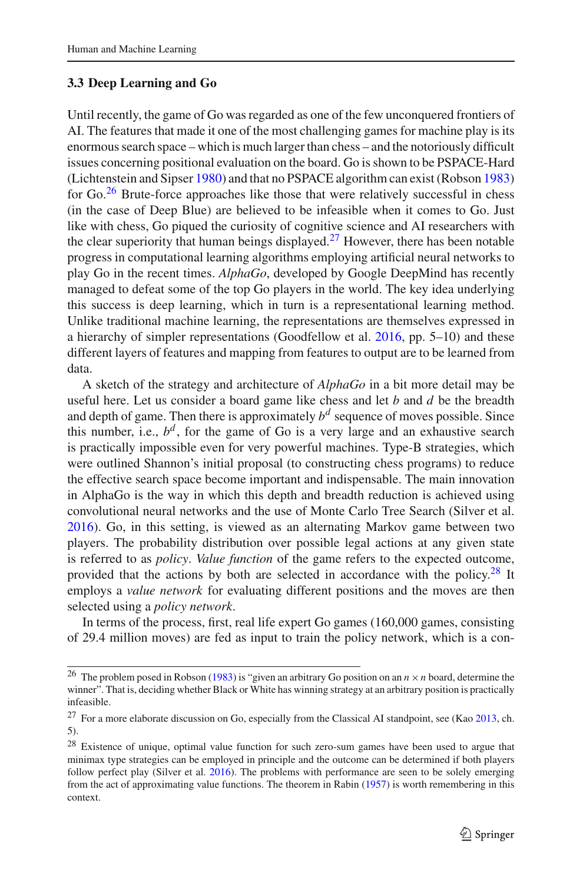### 3.3 Deep Learning and Go

Until recently, the game of Go was regarded as one of the few unconquered frontiers of AI. The features that made it one of the most challenging games for machine play is its enormous search space – which is much larger than chess – and the notoriously difficult issues concerning positional evaluation on the board. Go is shown to be PSPACE-Hard (Lichtenstein and Sipser 1980) and that no PSPACE algorithm can exist (Robson 1983) for Go.[26] Brute-force approaches like those that were relatively successful in chess (in the case of Deep Blue) are believed to be infeasible when it comes to Go. Just like with chess, Go piqued the curiosity of cognitive science and AI researchers with the clear superiority that human beings displayed.[27] However, there has been notable progress in computational learning algorithms employing artificial neural networks to play Go in the recent times. *AlphaGo*, developed by Google DeepMind has recently managed to defeat some of the top Go players in the world. The key idea underlying this success is deep learning, which in turn is a representational learning method. Unlike traditional machine learning, the representations are themselves expressed in a hierarchy of simpler representations (Goodfellow et al. 2016, pp. 5–10) and these different layers of features and mapping from features to output are to be learned from data.

A sketch of the strategy and architecture of *AlphaGo* in a bit more detail may be useful here. Let us consider a board game like chess and let $b$ and $d$ be the breadth and depth of game. Then there is approximately $b^d$ sequence of moves possible. Since this number, i.e., $b^d$, for the game of Go is a very large and an exhaustive search is practically impossible even for very powerful machines. Type-B strategies, which were outlined Shannon's initial proposal (to constructing chess programs) to reduce the effective search space become important and indispensable. The main innovation in AlphaGo is the way in which this depth and breadth reduction is achieved using convolutional neural networks and the use of Monte Carlo Tree Search (Silver et al. 2016). Go, in this setting, is viewed as an alternating Markov game between two players. The probability distribution over possible legal actions at any given state is referred to as *policy*. *Value function* of the game refers to the expected outcome, provided that the actions by both are selected in accordance with the policy.[28] It employs a *value network* for evaluating different positions and the moves are then selected using a *policy network*.

In terms of the process, first, real life expert Go games (160,000 games, consisting of 29.4 million moves) are fed as input to train the policy network, which is a con-

---

[26] The problem posed in Robson (1983) is "given an arbitrary Go position on an $n \times n$ board, determine the winner". That is, deciding whether Black or White has winning strategy at an arbitrary position is practically infeasible.

[27] For a more elaborate discussion on Go, especially from the Classical AI standpoint, see (Kao 2013, ch. 5).

[28] Existence of unique, optimal value function for such zero-sum games have been used to argue that minimax type strategies can be employed in principle and the outcome can be determined if both players follow perfect play (Silver et al. 2016). The problems with performance are seen to be solely emerging from the act of approximating value functions. The theorem in Rabin (1957) is worth remembering in this context.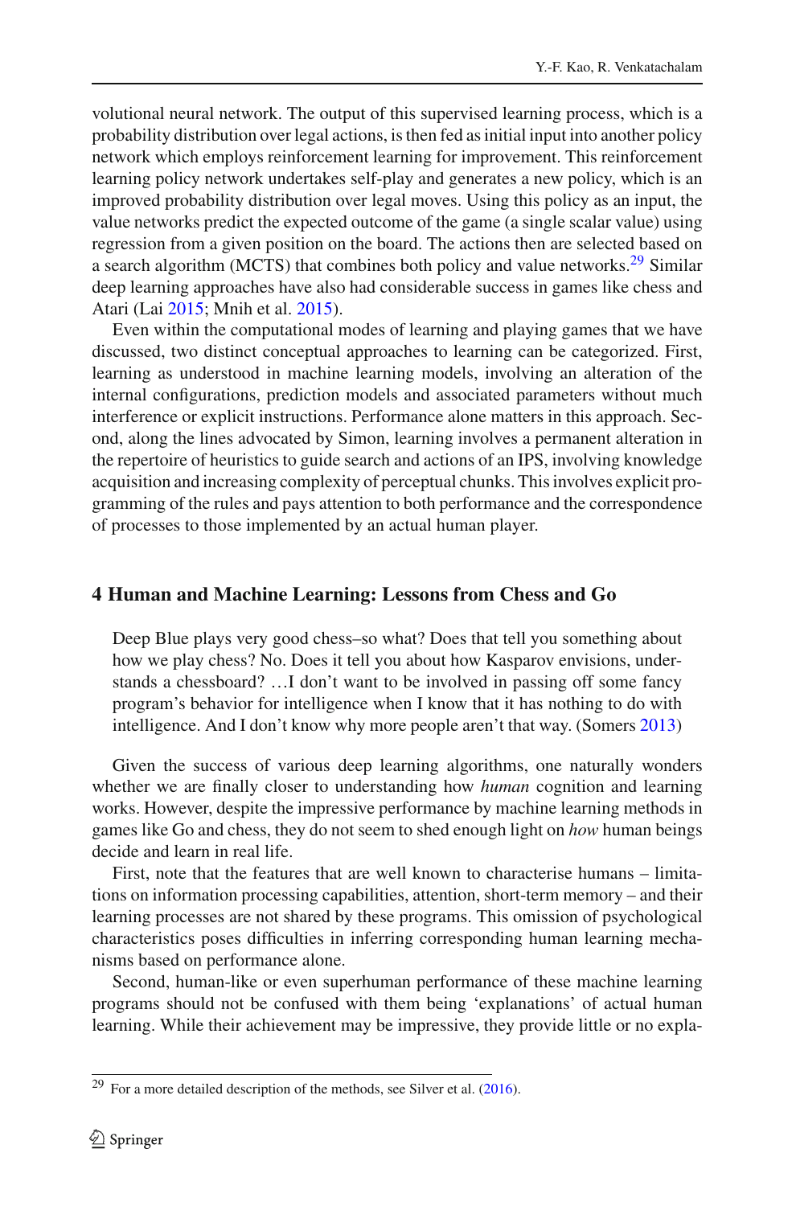volutional neural network. The output of this supervised learning process, which is a probability distribution over legal actions, is then fed as initial input into another policy network which employs reinforcement learning for improvement. This reinforcement learning policy network undertakes self-play and generates a new policy, which is an improved probability distribution over legal moves. Using this policy as an input, the value networks predict the expected outcome of the game (a single scalar value) using regression from a given position on the board. The actions then are selected based on a search algorithm (MCTS) that combines both policy and value networks.[29] Similar deep learning approaches have also had considerable success in games like chess and Atari (Lai 2015; Mnih et al. 2015).

Even within the computational modes of learning and playing games that we have discussed, two distinct conceptual approaches to learning can be categorized. First, learning as understood in machine learning models, involving an alteration of the internal configurations, prediction models and associated parameters without much interference or explicit instructions. Performance alone matters in this approach. Second, along the lines advocated by Simon, learning involves a permanent alteration in the repertoire of heuristics to guide search and actions of an IPS, involving knowledge acquisition and increasing complexity of perceptual chunks. This involves explicit programming of the rules and pays attention to both performance and the correspondence of processes to those implemented by an actual human player.

## 4 Human and Machine Learning: Lessons from Chess and Go

> Deep Blue plays very good chess–so what? Does that tell you something about how we play chess? No. Does it tell you about how Kasparov envisions, understands a chessboard? …I don't want to be involved in passing off some fancy program's behavior for intelligence when I know that it has nothing to do with intelligence. And I don't know why more people aren't that way. (Somers 2013)

Given the success of various deep learning algorithms, one naturally wonders whether we are finally closer to understanding how *human* cognition and learning works. However, despite the impressive performance by machine learning methods in games like Go and chess, they do not seem to shed enough light on *how* human beings decide and learn in real life.

First, note that the features that are well known to characterise humans – limitations on information processing capabilities, attention, short-term memory – and their learning processes are not shared by these programs. This omission of psychological characteristics poses difficulties in inferring corresponding human learning mechanisms based on performance alone.

Second, human-like or even superhuman performance of these machine learning programs should not be confused with them being 'explanations' of actual human learning. While their achievement may be impressive, they provide little or no expla-

[29] For a more detailed description of the methods, see Silver et al. (2016).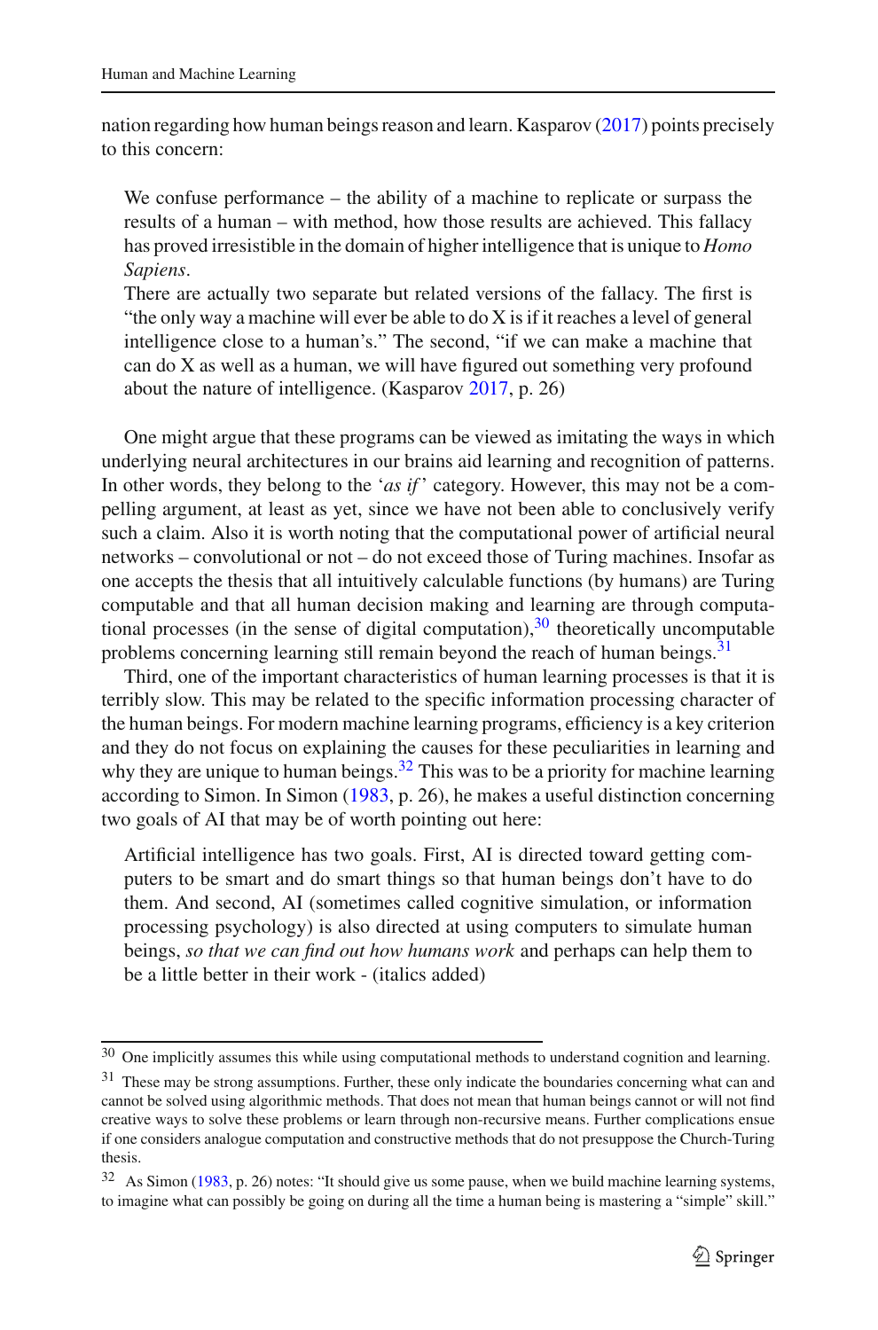nation regarding how human beings reason and learn. Kasparov (2017) points precisely to this concern:

> We confuse performance – the ability of a machine to replicate or surpass the results of a human – with method, how those results are achieved. This fallacy has proved irresistible in the domain of higher intelligence that is unique to *Homo Sapiens*.
>
> There are actually two separate but related versions of the fallacy. The first is "the only way a machine will ever be able to do X is if it reaches a level of general intelligence close to a human's." The second, "if we can make a machine that can do X as well as a human, we will have figured out something very profound about the nature of intelligence. (Kasparov 2017, p. 26)

One might argue that these programs can be viewed as imitating the ways in which underlying neural architectures in our brains aid learning and recognition of patterns. In other words, they belong to the '*as if*' category. However, this may not be a compelling argument, at least as yet, since we have not been able to conclusively verify such a claim. Also it is worth noting that the computational power of artificial neural networks – convolutional or not – do not exceed those of Turing machines. Insofar as one accepts the thesis that all intuitively calculable functions (by humans) are Turing computable and that all human decision making and learning are through computational processes (in the sense of digital computation),[30] theoretically uncomputable problems concerning learning still remain beyond the reach of human beings.[31]

Third, one of the important characteristics of human learning processes is that it is terribly slow. This may be related to the specific information processing character of the human beings. For modern machine learning programs, efficiency is a key criterion and they do not focus on explaining the causes for these peculiarities in learning and why they are unique to human beings.[32] This was to be a priority for machine learning according to Simon. In Simon (1983, p. 26), he makes a useful distinction concerning two goals of AI that may be of worth pointing out here:

> Artificial intelligence has two goals. First, AI is directed toward getting computers to be smart and do smart things so that human beings don't have to do them. And second, AI (sometimes called cognitive simulation, or information processing psychology) is also directed at using computers to simulate human beings, *so that we can find out how humans work* and perhaps can help them to be a little better in their work - (italics added)

---

[30] One implicitly assumes this while using computational methods to understand cognition and learning.

[31] These may be strong assumptions. Further, these only indicate the boundaries concerning what can and cannot be solved using algorithmic methods. That does not mean that human beings cannot or will not find creative ways to solve these problems or learn through non-recursive means. Further complications ensue if one considers analogue computation and constructive methods that do not presuppose the Church-Turing thesis.

[32] As Simon (1983, p. 26) notes: "It should give us some pause, when we build machine learning systems, to imagine what can possibly be going on during all the time a human being is mastering a "simple" skill."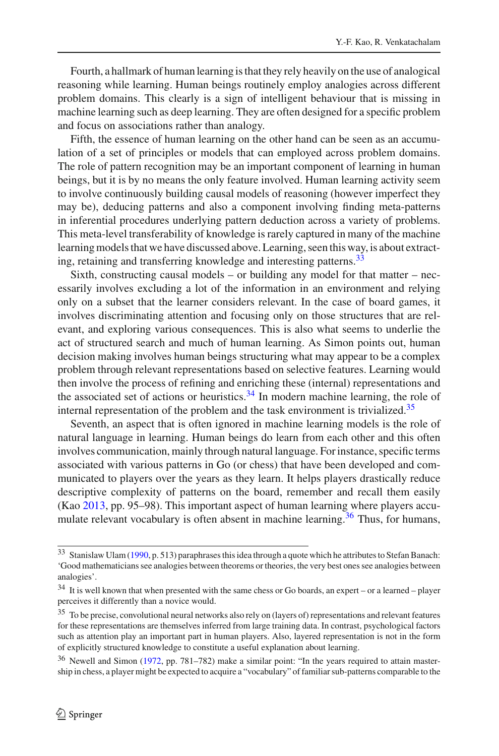Fourth, a hallmark of human learning is that they rely heavily on the use of analogical reasoning while learning. Human beings routinely employ analogies across different problem domains. This clearly is a sign of intelligent behaviour that is missing in machine learning such as deep learning. They are often designed for a specific problem and focus on associations rather than analogy.

Fifth, the essence of human learning on the other hand can be seen as an accumulation of a set of principles or models that can employed across problem domains. The role of pattern recognition may be an important component of learning in human beings, but it is by no means the only feature involved. Human learning activity seem to involve continuously building causal models of reasoning (however imperfect they may be), deducing patterns and also a component involving finding meta-patterns in inferential procedures underlying pattern deduction across a variety of problems. This meta-level transferability of knowledge is rarely captured in many of the machine learning models that we have discussed above. Learning, seen this way, is about extracting, retaining and transferring knowledge and interesting patterns.[33]

Sixth, constructing causal models – or building any model for that matter – necessarily involves excluding a lot of the information in an environment and relying only on a subset that the learner considers relevant. In the case of board games, it involves discriminating attention and focusing only on those structures that are relevant, and exploring various consequences. This is also what seems to underlie the act of structured search and much of human learning. As Simon points out, human decision making involves human beings structuring what may appear to be a complex problem through relevant representations based on selective features. Learning would then involve the process of refining and enriching these (internal) representations and the associated set of actions or heuristics.[34] In modern machine learning, the role of internal representation of the problem and the task environment is trivialized.[35]

Seventh, an aspect that is often ignored in machine learning models is the role of natural language in learning. Human beings do learn from each other and this often involves communication, mainly through natural language. For instance, specific terms associated with various patterns in Go (or chess) that have been developed and communicated to players over the years as they learn. It helps players drastically reduce descriptive complexity of patterns on the board, remember and recall them easily (Kao 2013, pp. 95–98). This important aspect of human learning where players accumulate relevant vocabulary is often absent in machine learning.[36] Thus, for humans,

---

[33] Stanislaw Ulam (1990, p. 513) paraphrases this idea through a quote which he attributes to Stefan Banach: 'Good mathematicians see analogies between theorems or theories, the very best ones see analogies between analogies'.

[34] It is well known that when presented with the same chess or Go boards, an expert – or a learned – player perceives it differently than a novice would.

[35] To be precise, convolutional neural networks also rely on (layers of) representations and relevant features for these representations are themselves inferred from large training data. In contrast, psychological factors such as attention play an important part in human players. Also, layered representation is not in the form of explicitly structured knowledge to constitute a useful explanation about learning.

[36] Newell and Simon (1972, pp. 781–782) make a similar point: "In the years required to attain mastership in chess, a player might be expected to acquire a "vocabulary" of familiar sub-patterns comparable to the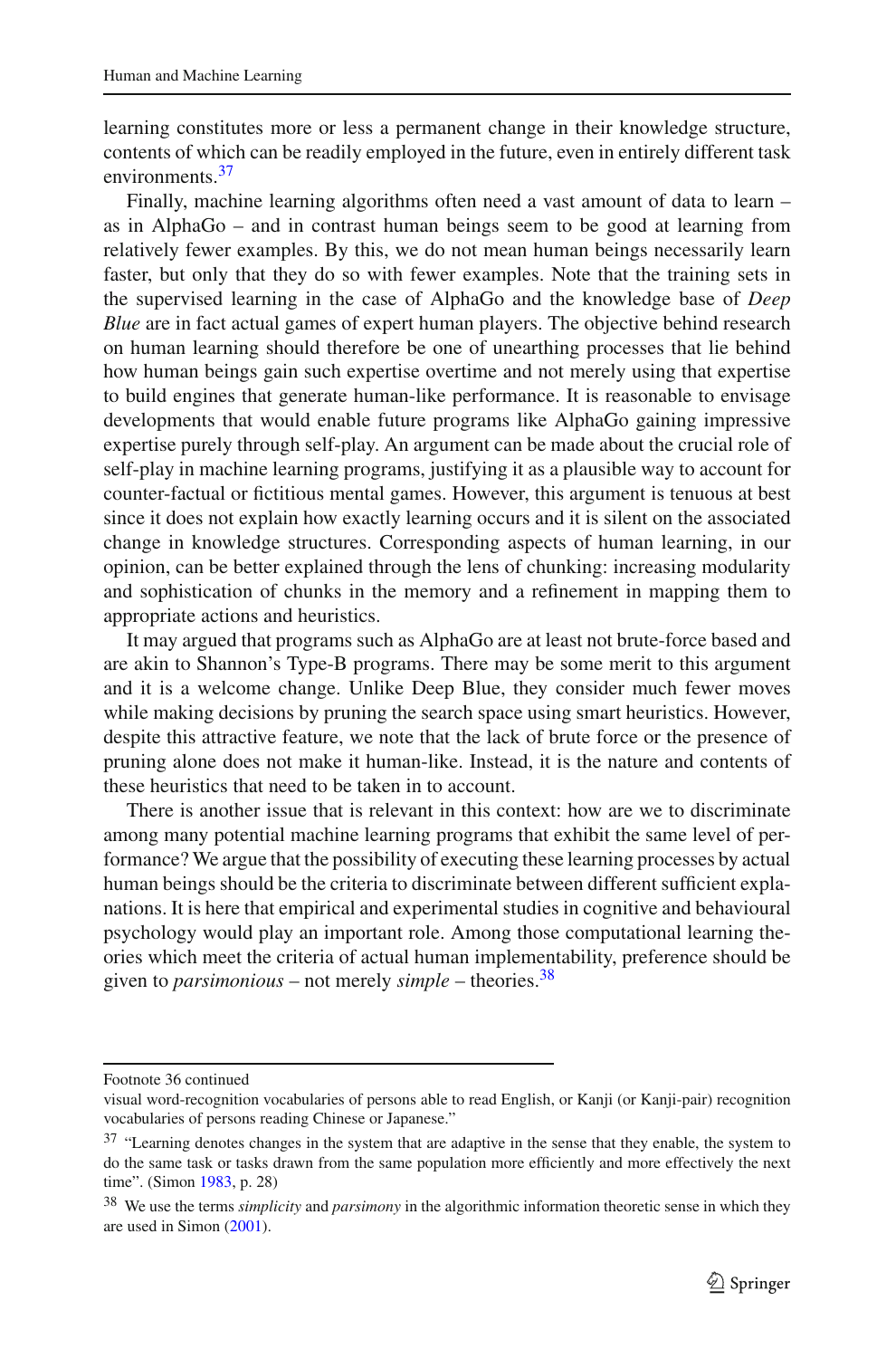learning constitutes more or less a permanent change in their knowledge structure, contents of which can be readily employed in the future, even in entirely different task environments.[37]

Finally, machine learning algorithms often need a vast amount of data to learn – as in AlphaGo – and in contrast human beings seem to be good at learning from relatively fewer examples. By this, we do not mean human beings necessarily learn faster, but only that they do so with fewer examples. Note that the training sets in the supervised learning in the case of AlphaGo and the knowledge base of *Deep Blue* are in fact actual games of expert human players. The objective behind research on human learning should therefore be one of unearthing processes that lie behind how human beings gain such expertise overtime and not merely using that expertise to build engines that generate human-like performance. It is reasonable to envisage developments that would enable future programs like AlphaGo gaining impressive expertise purely through self-play. An argument can be made about the crucial role of self-play in machine learning programs, justifying it as a plausible way to account for counter-factual or fictitious mental games. However, this argument is tenuous at best since it does not explain how exactly learning occurs and it is silent on the associated change in knowledge structures. Corresponding aspects of human learning, in our opinion, can be better explained through the lens of chunking: increasing modularity and sophistication of chunks in the memory and a refinement in mapping them to appropriate actions and heuristics.

It may argued that programs such as AlphaGo are at least not brute-force based and are akin to Shannon's Type-B programs. There may be some merit to this argument and it is a welcome change. Unlike Deep Blue, they consider much fewer moves while making decisions by pruning the search space using smart heuristics. However, despite this attractive feature, we note that the lack of brute force or the presence of pruning alone does not make it human-like. Instead, it is the nature and contents of these heuristics that need to be taken in to account.

There is another issue that is relevant in this context: how are we to discriminate among many potential machine learning programs that exhibit the same level of performance? We argue that the possibility of executing these learning processes by actual human beings should be the criteria to discriminate between different sufficient explanations. It is here that empirical and experimental studies in cognitive and behavioural psychology would play an important role. Among those computational learning theories which meet the criteria of actual human implementability, preference should be given to *parsimonious* – not merely *simple* – theories.[38]

---

Footnote 36 continued

visual word-recognition vocabularies of persons able to read English, or Kanji (or Kanji-pair) recognition vocabularies of persons reading Chinese or Japanese."

[37] "Learning denotes changes in the system that are adaptive in the sense that they enable, the system to do the same task or tasks drawn from the same population more efficiently and more effectively the next time". (Simon 1983, p. 28)

[38] We use the terms *simplicity* and *parsimony* in the algorithmic information theoretic sense in which they are used in Simon (2001).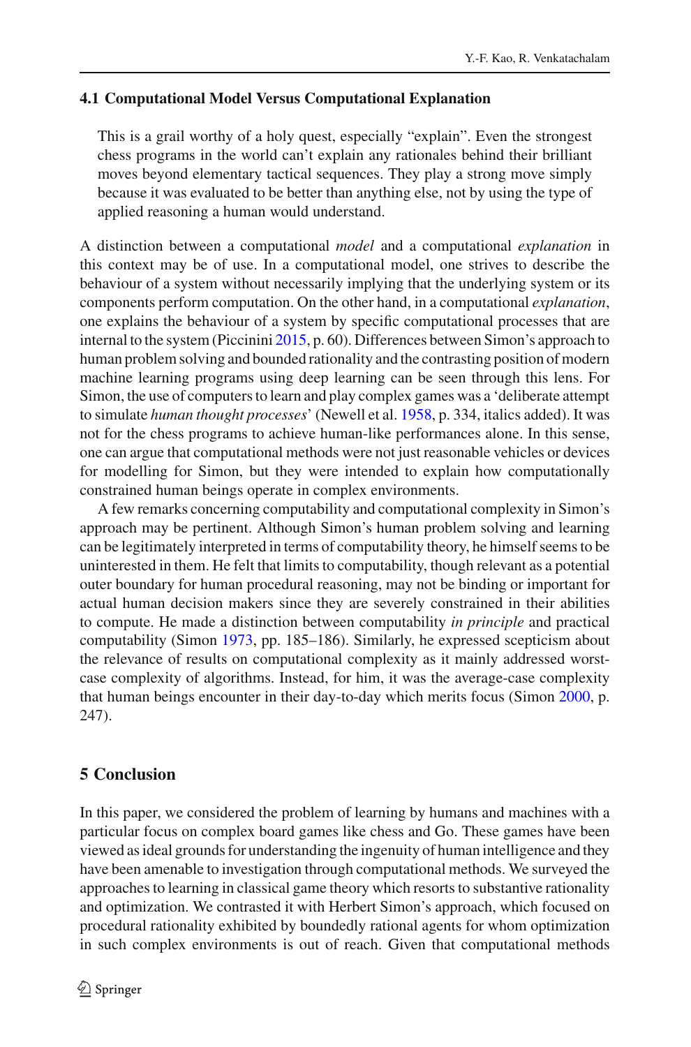### 4.1 Computational Model Versus Computational Explanation

> This is a grail worthy of a holy quest, especially "explain". Even the strongest chess programs in the world can't explain any rationales behind their brilliant moves beyond elementary tactical sequences. They play a strong move simply because it was evaluated to be better than anything else, not by using the type of applied reasoning a human would understand.

A distinction between a computational *model* and a computational *explanation* in this context may be of use. In a computational model, one strives to describe the behaviour of a system without necessarily implying that the underlying system or its components perform computation. On the other hand, in a computational *explanation*, one explains the behaviour of a system by specific computational processes that are internal to the system (Piccinini 2015, p. 60). Differences between Simon's approach to human problem solving and bounded rationality and the contrasting position of modern machine learning programs using deep learning can be seen through this lens. For Simon, the use of computers to learn and play complex games was a 'deliberate attempt to simulate *human thought processes*' (Newell et al. 1958, p. 334, italics added). It was not for the chess programs to achieve human-like performances alone. In this sense, one can argue that computational methods were not just reasonable vehicles or devices for modelling for Simon, but they were intended to explain how computationally constrained human beings operate in complex environments.

A few remarks concerning computability and computational complexity in Simon's approach may be pertinent. Although Simon's human problem solving and learning can be legitimately interpreted in terms of computability theory, he himself seems to be uninterested in them. He felt that limits to computability, though relevant as a potential outer boundary for human procedural reasoning, may not be binding or important for actual human decision makers since they are severely constrained in their abilities to compute. He made a distinction between computability *in principle* and practical computability (Simon 1973, pp. 185–186). Similarly, he expressed scepticism about the relevance of results on computational complexity as it mainly addressed worst-case complexity of algorithms. Instead, for him, it was the average-case complexity that human beings encounter in their day-to-day which merits focus (Simon 2000, p. 247).

## 5 Conclusion

In this paper, we considered the problem of learning by humans and machines with a particular focus on complex board games like chess and Go. These games have been viewed as ideal grounds for understanding the ingenuity of human intelligence and they have been amenable to investigation through computational methods. We surveyed the approaches to learning in classical game theory which resorts to substantive rationality and optimization. We contrasted it with Herbert Simon's approach, which focused on procedural rationality exhibited by boundedly rational agents for whom optimization in such complex environments is out of reach. Given that computational methods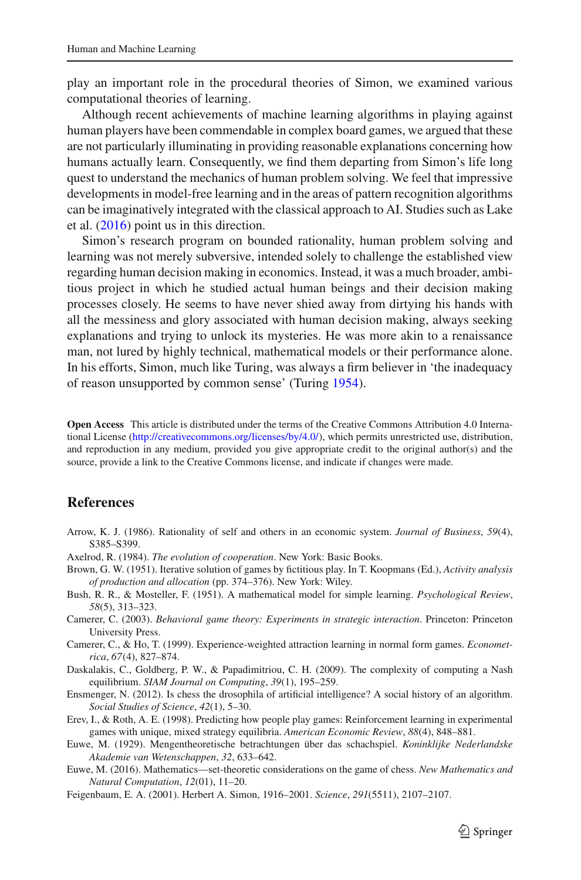play an important role in the procedural theories of Simon, we examined various computational theories of learning.

Although recent achievements of machine learning algorithms in playing against human players have been commendable in complex board games, we argued that these are not particularly illuminating in providing reasonable explanations concerning how humans actually learn. Consequently, we find them departing from Simon's life long quest to understand the mechanics of human problem solving. We feel that impressive developments in model-free learning and in the areas of pattern recognition algorithms can be imaginatively integrated with the classical approach to AI. Studies such as Lake et al. (2016) point us in this direction.

Simon's research program on bounded rationality, human problem solving and learning was not merely subversive, intended solely to challenge the established view regarding human decision making in economics. Instead, it was a much broader, ambitious project in which he studied actual human beings and their decision making processes closely. He seems to have never shied away from dirtying his hands with all the messiness and glory associated with human decision making, always seeking explanations and trying to unlock its mysteries. He was more akin to a renaissance man, not lured by highly technical, mathematical models or their performance alone. In his efforts, Simon, much like Turing, was always a firm believer in 'the inadequacy of reason unsupported by common sense' (Turing 1954).

**Open Access** This article is distributed under the terms of the Creative Commons Attribution 4.0 International License (http://creativecommons.org/licenses/by/4.0/), which permits unrestricted use, distribution, and reproduction in any medium, provided you give appropriate credit to the original author(s) and the source, provide a link to the Creative Commons license, and indicate if changes were made.

## References

Arrow, K. J. (1986). Rationality of self and others in an economic system. *Journal of Business*, *59*(4), S385–S399.

Axelrod, R. (1984). *The evolution of cooperation*. New York: Basic Books.

Brown, G. W. (1951). Iterative solution of games by fictitious play. In T. Koopmans (Ed.), *Activity analysis of production and allocation* (pp. 374–376). New York: Wiley.

Bush, R. R., & Mosteller, F. (1951). A mathematical model for simple learning. *Psychological Review*, *58*(5), 313–323.

Camerer, C. (2003). *Behavioral game theory: Experiments in strategic interaction*. Princeton: Princeton University Press.

Camerer, C., & Ho, T. (1999). Experience-weighted attraction learning in normal form games. *Econometrica*, *67*(4), 827–874.

Daskalakis, C., Goldberg, P. W., & Papadimitriou, C. H. (2009). The complexity of computing a Nash equilibrium. *SIAM Journal on Computing*, *39*(1), 195–259.

Ensmenger, N. (2012). Is chess the drosophila of artificial intelligence? A social history of an algorithm. *Social Studies of Science*, *42*(1), 5–30.

Erev, I., & Roth, A. E. (1998). Predicting how people play games: Reinforcement learning in experimental games with unique, mixed strategy equilibria. *American Economic Review*, *88*(4), 848–881.

Euwe, M. (1929). Mengentheoretische betrachtungen über das schachspiel. *Koninklijke Nederlandske Akademie van Wetenschappen*, *32*, 633–642.

Euwe, M. (2016). Mathematics—set-theoretic considerations on the game of chess. *New Mathematics and Natural Computation*, *12*(01), 11–20.

Feigenbaum, E. A. (2001). Herbert A. Simon, 1916–2001. *Science*, *291*(5511), 2107–2107.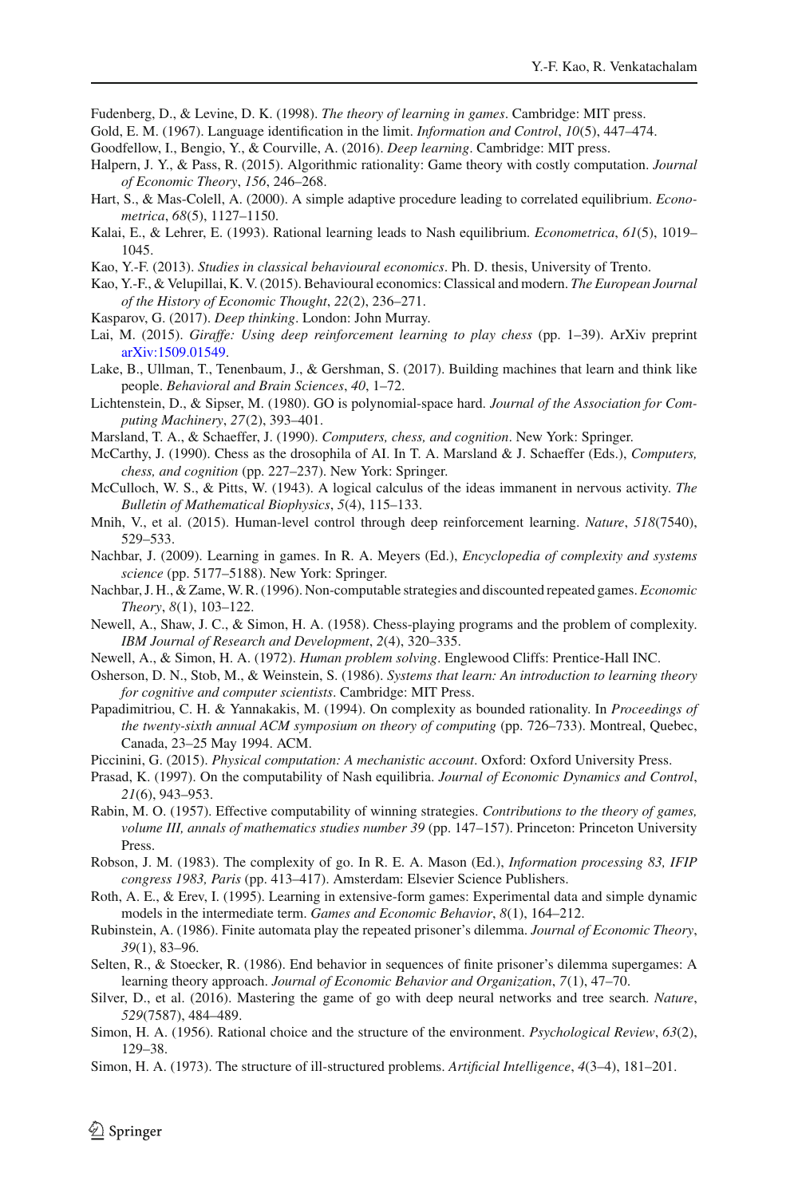Fudenberg, D., & Levine, D. K. (1998). *The theory of learning in games*. Cambridge: MIT press.

Gold, E. M. (1967). Language identification in the limit. *Information and Control*, *10*(5), 447–474.

Goodfellow, I., Bengio, Y., & Courville, A. (2016). *Deep learning*. Cambridge: MIT press.

Halpern, J. Y., & Pass, R. (2015). Algorithmic rationality: Game theory with costly computation. *Journal of Economic Theory*, *156*, 246–268.

Hart, S., & Mas-Colell, A. (2000). A simple adaptive procedure leading to correlated equilibrium. *Econometrica*, *68*(5), 1127–1150.

Kalai, E., & Lehrer, E. (1993). Rational learning leads to Nash equilibrium. *Econometrica*, *61*(5), 1019–1045.

Kao, Y.-F. (2013). *Studies in classical behavioural economics*. Ph. D. thesis, University of Trento.

Kao, Y.-F., & Velupillai, K. V. (2015). Behavioural economics: Classical and modern. *The European Journal of the History of Economic Thought*, *22*(2), 236–271.

Kasparov, G. (2017). *Deep thinking*. London: John Murray.

Lai, M. (2015). *Giraffe: Using deep reinforcement learning to play chess* (pp. 1–39). ArXiv preprint arXiv:1509.01549.

Lake, B., Ullman, T., Tenenbaum, J., & Gershman, S. (2017). Building machines that learn and think like people. *Behavioral and Brain Sciences*, *40*, 1–72.

Lichtenstein, D., & Sipser, M. (1980). GO is polynomial-space hard. *Journal of the Association for Computing Machinery*, *27*(2), 393–401.

Marsland, T. A., & Schaeffer, J. (1990). *Computers, chess, and cognition*. New York: Springer.

McCarthy, J. (1990). Chess as the drosophila of AI. In T. A. Marsland & J. Schaeffer (Eds.), *Computers, chess, and cognition* (pp. 227–237). New York: Springer.

McCulloch, W. S., & Pitts, W. (1943). A logical calculus of the ideas immanent in nervous activity. *The Bulletin of Mathematical Biophysics*, *5*(4), 115–133.

Mnih, V., et al. (2015). Human-level control through deep reinforcement learning. *Nature*, *518*(7540), 529–533.

Nachbar, J. (2009). Learning in games. In R. A. Meyers (Ed.), *Encyclopedia of complexity and systems science* (pp. 5177–5188). New York: Springer.

Nachbar, J. H., & Zame, W. R. (1996). Non-computable strategies and discounted repeated games. *Economic Theory*, *8*(1), 103–122.

Newell, A., Shaw, J. C., & Simon, H. A. (1958). Chess-playing programs and the problem of complexity. *IBM Journal of Research and Development*, *2*(4), 320–335.

Newell, A., & Simon, H. A. (1972). *Human problem solving*. Englewood Cliffs: Prentice-Hall INC.

Osherson, D. N., Stob, M., & Weinstein, S. (1986). *Systems that learn: An introduction to learning theory for cognitive and computer scientists*. Cambridge: MIT Press.

Papadimitriou, C. H. & Yannakakis, M. (1994). On complexity as bounded rationality. In *Proceedings of the twenty-sixth annual ACM symposium on theory of computing* (pp. 726–733). Montreal, Quebec, Canada, 23–25 May 1994. ACM.

Piccinini, G. (2015). *Physical computation: A mechanistic account*. Oxford: Oxford University Press.

Prasad, K. (1997). On the computability of Nash equilibria. *Journal of Economic Dynamics and Control*, *21*(6), 943–953.

Rabin, M. O. (1957). Effective computability of winning strategies. *Contributions to the theory of games, volume III, annals of mathematics studies number 39* (pp. 147–157). Princeton: Princeton University Press.

Robson, J. M. (1983). The complexity of go. In R. E. A. Mason (Ed.), *Information processing 83, IFIP congress 1983, Paris* (pp. 413–417). Amsterdam: Elsevier Science Publishers.

Roth, A. E., & Erev, I. (1995). Learning in extensive-form games: Experimental data and simple dynamic models in the intermediate term. *Games and Economic Behavior*, *8*(1), 164–212.

Rubinstein, A. (1986). Finite automata play the repeated prisoner's dilemma. *Journal of Economic Theory*, *39*(1), 83–96.

Selten, R., & Stoecker, R. (1986). End behavior in sequences of finite prisoner's dilemma supergames: A learning theory approach. *Journal of Economic Behavior and Organization*, *7*(1), 47–70.

Silver, D., et al. (2016). Mastering the game of go with deep neural networks and tree search. *Nature*, *529*(7587), 484–489.

Simon, H. A. (1956). Rational choice and the structure of the environment. *Psychological Review*, *63*(2), 129–38.

Simon, H. A. (1973). The structure of ill-structured problems. *Artificial Intelligence*, *4*(3–4), 181–201.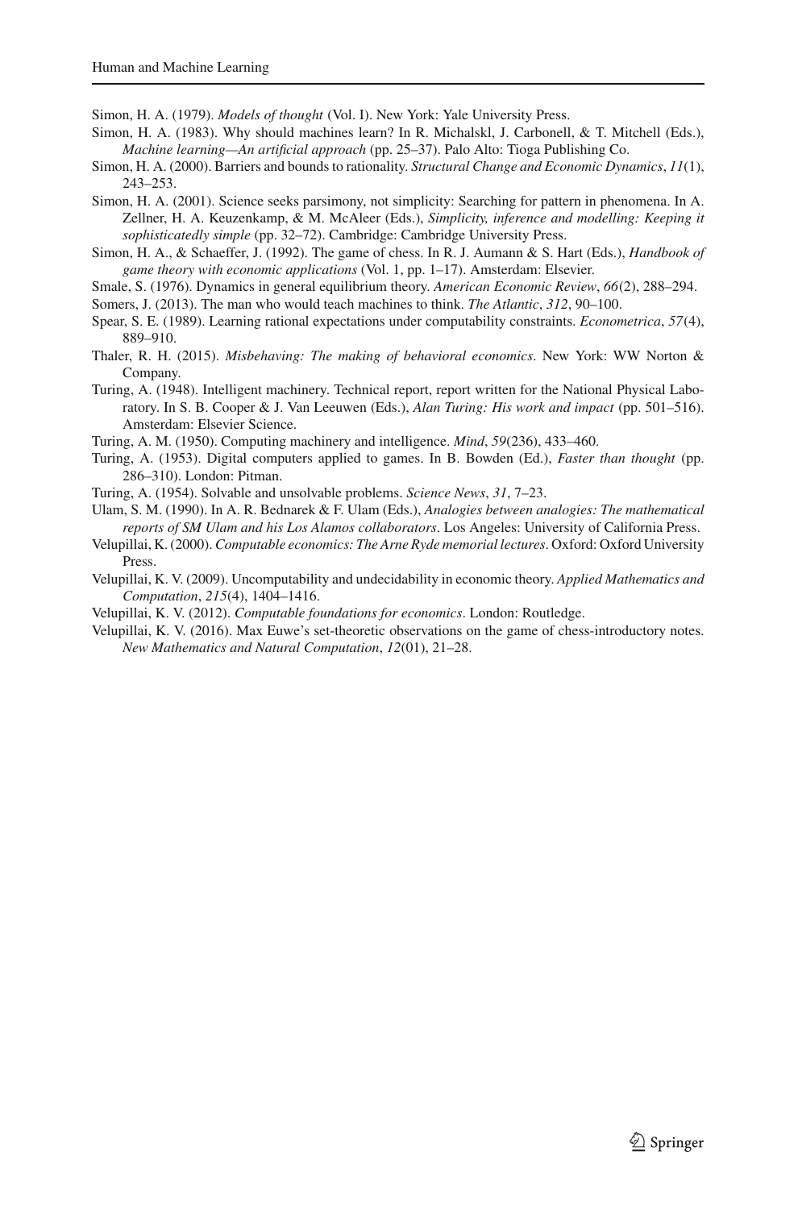Simon, H. A. (1979). *Models of thought* (Vol. I). New York: Yale University Press.

Simon, H. A. (1983). Why should machines learn? In R. Michalskl, J. Carbonell, & T. Mitchell (Eds.), *Machine learning—An artificial approach* (pp. 25–37). Palo Alto: Tioga Publishing Co.

Simon, H. A. (2000). Barriers and bounds to rationality. *Structural Change and Economic Dynamics*, *11*(1), 243–253.

Simon, H. A. (2001). Science seeks parsimony, not simplicity: Searching for pattern in phenomena. In A. Zellner, H. A. Keuzenkamp, & M. McAleer (Eds.), *Simplicity, inference and modelling: Keeping it sophisticatedly simple* (pp. 32–72). Cambridge: Cambridge University Press.

Simon, H. A., & Schaeffer, J. (1992). The game of chess. In R. J. Aumann & S. Hart (Eds.), *Handbook of game theory with economic applications* (Vol. 1, pp. 1–17). Amsterdam: Elsevier.

Smale, S. (1976). Dynamics in general equilibrium theory. *American Economic Review*, *66*(2), 288–294.

Somers, J. (2013). The man who would teach machines to think. *The Atlantic*, *312*, 90–100.

Spear, S. E. (1989). Learning rational expectations under computability constraints. *Econometrica*, *57*(4), 889–910.

Thaler, R. H. (2015). *Misbehaving: The making of behavioral economics*. New York: WW Norton & Company.

Turing, A. (1948). Intelligent machinery. Technical report, report written for the National Physical Laboratory. In S. B. Cooper & J. Van Leeuwen (Eds.), *Alan Turing: His work and impact* (pp. 501–516). Amsterdam: Elsevier Science.

Turing, A. M. (1950). Computing machinery and intelligence. *Mind*, *59*(236), 433–460.

Turing, A. (1953). Digital computers applied to games. In B. Bowden (Ed.), *Faster than thought* (pp. 286–310). London: Pitman.

Turing, A. (1954). Solvable and unsolvable problems. *Science News*, *31*, 7–23.

Ulam, S. M. (1990). In A. R. Bednarek & F. Ulam (Eds.), *Analogies between analogies: The mathematical reports of SM Ulam and his Los Alamos collaborators*. Los Angeles: University of California Press.

Velupillai, K. (2000). *Computable economics: The Arne Ryde memorial lectures*. Oxford: Oxford University Press.

Velupillai, K. V. (2009). Uncomputability and undecidability in economic theory. *Applied Mathematics and Computation*, *215*(4), 1404–1416.

Velupillai, K. V. (2012). *Computable foundations for economics*. London: Routledge.

Velupillai, K. V. (2016). Max Euwe's set-theoretic observations on the game of chess-introductory notes. *New Mathematics and Natural Computation*, *12*(01), 21–28.